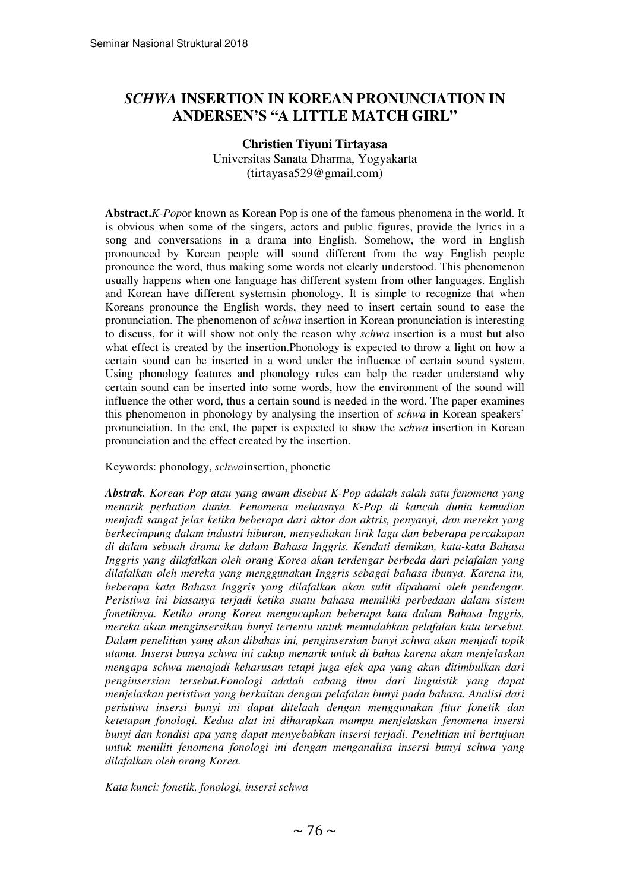# *SCHWA* INSERTION IN KOREAN PRONUNCIATION IN ANDERSEN'S "A LITTLE MATCH GIRL"

**Christien Tiyuni Tirtayasa**
Universitas Sanata Dharma, Yogyakarta
(tirtayasa529@gmail.com)

**Abstract.***K-Pop*or known as Korean Pop is one of the famous phenomena in the world. It is obvious when some of the singers, actors and public figures, provide the lyrics in a song and conversations in a drama into English. Somehow, the word in English pronounced by Korean people will sound different from the way English people pronounce the word, thus making some words not clearly understood. This phenomenon usually happens when one language has different system from other languages. English and Korean have different systemsin phonology. It is simple to recognize that when Koreans pronounce the English words, they need to insert certain sound to ease the pronunciation. The phenomenon of *schwa* insertion in Korean pronunciation is interesting to discuss, for it will show not only the reason why *schwa* insertion is a must but also what effect is created by the insertion.Phonology is expected to throw a light on how a certain sound can be inserted in a word under the influence of certain sound system. Using phonology features and phonology rules can help the reader understand why certain sound can be inserted into some words, how the environment of the sound will influence the other word, thus a certain sound is needed in the word. The paper examines this phenomenon in phonology by analysing the insertion of *schwa* in Korean speakers' pronunciation. In the end, the paper is expected to show the *schwa* insertion in Korean pronunciation and the effect created by the insertion.

Keywords: phonology, *schwa*insertion, phonetic

***Abstrak.*** *Korean Pop atau yang awam disebut K-Pop adalah salah satu fenomena yang menarik perhatian dunia. Fenomena meluasnya K-Pop di kancah dunia kemudian menjadi sangat jelas ketika beberapa dari aktor dan aktris, penyanyi, dan mereka yang berkecimpung dalam industri hiburan, menyediakan lirik lagu dan beberapa percakapan di dalam sebuah drama ke dalam Bahasa Inggris. Kendati demikan, kata-kata Bahasa Inggris yang dilafalkan oleh orang Korea akan terdengar berbeda dari pelafalan yang dilafalkan oleh mereka yang menggunakan Inggris sebagai bahasa ibunya. Karena itu, beberapa kata Bahasa Inggris yang dilafalkan akan sulit dipahami oleh pendengar. Peristiwa ini biasanya terjadi ketika suatu bahasa memiliki perbedaan dalam sistem fonetiknya. Ketika orang Korea mengucapkan beberapa kata dalam Bahasa Inggris, mereka akan menginsersikan bunyi tertentu untuk memudahkan pelafalan kata tersebut. Dalam penelitian yang akan dibahas ini, penginsersian bunyi schwa akan menjadi topik utama. Insersi bunya schwa ini cukup menarik untuk di bahas karena akan menjelaskan mengapa schwa menajadi keharusan tetapi juga efek apa yang akan ditimbulkan dari penginsersian tersebut.Fonologi adalah cabang ilmu dari linguistik yang dapat menjelaskan peristiwa yang berkaitan dengan pelafalan bunyi pada bahasa. Analisi dari peristiwa inserssi bunyi ini dapat ditelaah dengan menggunakan fitur fonetik dan ketetapan fonologi. Kedua alat ini diharapkan mampu menjelaskan fenomena inserssi bunyi dan kondisi apa yang dapat menyebabkan inserssi terjadi. Penelitian ini bertujuan untuk meniliti fenomena fonologi ini dengan menganalisa inserssi bunyi schwa yang dilafalkan oleh orang Korea.*

*Kata kunci: fonetik, fonologi, insersi schwa*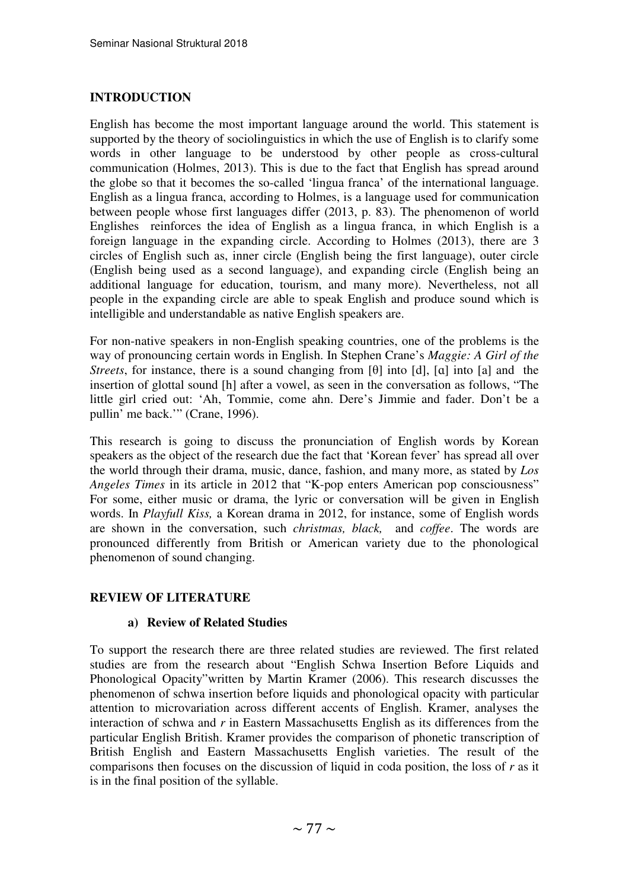## INTRODUCTION

English has become the most important language around the world. This statement is supported by the theory of sociolinguistics in which the use of English is to clarify some words in other language to be understood by other people as cross-cultural communication (Holmes, 2013). This is due to the fact that English has spread around the globe so that it becomes the so-called 'lingua franca' of the international language. English as a lingua franca, according to Holmes, is a language used for communication between people whose first languages differ (2013, p. 83). The phenomenon of world Englishes reinforces the idea of English as a lingua franca, in which English is a foreign language in the expanding circle. According to Holmes (2013), there are 3 circles of English such as, inner circle (English being the first language), outer circle (English being used as a second language), and expanding circle (English being an additional language for education, tourism, and many more). Nevertheless, not all people in the expanding circle are able to speak English and produce sound which is intelligible and understandable as native English speakers are.

For non-native speakers in non-English speaking countries, one of the problems is the way of pronouncing certain words in English. In Stephen Crane's *Maggie: A Girl of the Streets*, for instance, there is a sound changing from [θ] into [d], [ɑ] into [a] and the insertion of glottal sound [h] after a vowel, as seen in the conversation as follows, "The little girl cried out: 'Ah, Tommie, come ahn. Dere's Jimmie and fader. Don't be a pullin' me back.'" (Crane, 1996).

This research is going to discuss the pronunciation of English words by Korean speakers as the object of the research due the fact that 'Korean fever' has spread all over the world through their drama, music, dance, fashion, and many more, as stated by *Los Angeles Times* in its article in 2012 that "K-pop enters American pop consciousness" For some, either music or drama, the lyric or conversation will be given in English words. In *Playfull Kiss,* a Korean drama in 2012, for instance, some of English words are shown in the conversation, such *christmas, black,* and *coffee*. The words are pronounced differently from British or American variety due to the phonological phenomenon of sound changing.

## REVIEW OF LITERATURE

### a) Review of Related Studies

To support the research there are three related studies are reviewed. The first related studies are from the research about "English Schwa Insertion Before Liquids and Phonological Opacity"written by Martin Kramer (2006). This research discusses the phenomenon of schwa insertion before liquids and phonological opacity with particular attention to microvariation across different accents of English. Kramer, analyses the interaction of schwa and *r* in Eastern Massachusetts English as its differences from the particular English British. Kramer provides the comparison of phonetic transcription of British English and Eastern Massachusetts English varieties. The result of the comparisons then focuses on the discussion of liquid in coda position, the loss of *r* as it is in the final position of the syllable.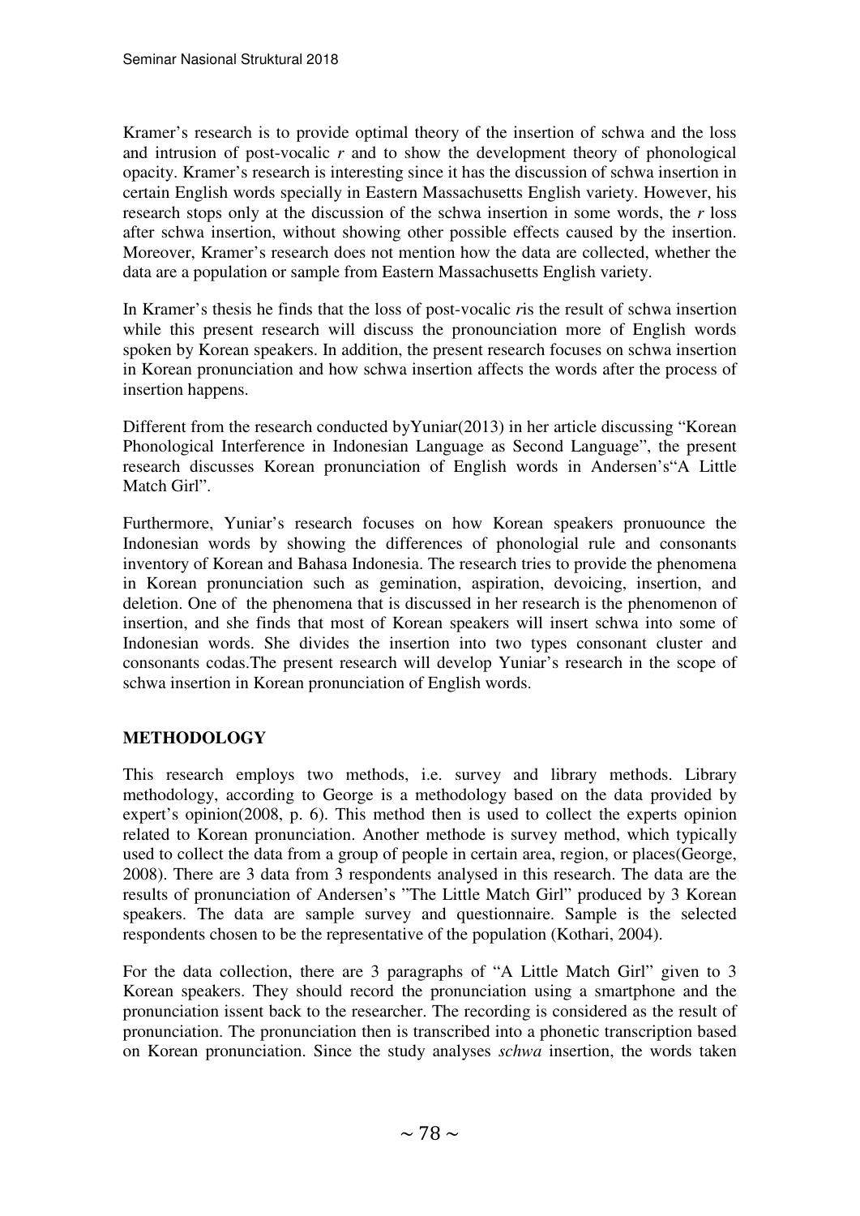Kramer's research is to provide optimal theory of the insertion of schwa and the loss and intrusion of post-vocalic *r* and to show the development theory of phonological opacity. Kramer's research is interesting since it has the discussion of schwa insertion in certain English words specially in Eastern Massachusetts English variety. However, his research stops only at the discussion of the schwa insertion in some words, the *r* loss after schwa insertion, without showing other possible effects caused by the insertion. Moreover, Kramer's research does not mention how the data are collected, whether the data are a population or sample from Eastern Massachusetts English variety.

In Kramer's thesis he finds that the loss of post-vocalic *r*is the result of schwa insertion while this present research will discuss the pronounciation more of English words spoken by Korean speakers. In addition, the present research focuses on schwa insertion in Korean pronunciation and how schwa insertion affects the words after the process of insertion happens.

Different from the research conducted byYuniar(2013) in her article discussing "Korean Phonological Interference in Indonesian Language as Second Language", the present research discusses Korean pronunciation of English words in Andersen's"A Little Match Girl".

Furthermore, Yuniar's research focuses on how Korean speakers pronuounce the Indonesian words by showing the differences of phonologial rule and consonants inventory of Korean and Bahasa Indonesia. The research tries to provide the phenomena in Korean pronunciation such as gemination, aspiration, devoicing, insertion, and deletion. One of the phenomena that is discussed in her research is the phenomenon of insertion, and she finds that most of Korean speakers will insert schwa into some of Indonesian words. She divides the insertion into two types consonant cluster and consonants codas.The present research will develop Yuniar's research in the scope of schwa insertion in Korean pronunciation of English words.

## METHODOLOGY

This research employs two methods, i.e. survey and library methods. Library methodology, according to George is a methodology based on the data provided by expert's opinion(2008, p. 6). This method then is used to collect the experts opinion related to Korean pronunciation. Another methode is survey method, which typically used to collect the data from a group of people in certain area, region, or places(George, 2008). There are 3 data from 3 respondents analysed in this research. The data are the results of pronunciation of Andersen's "The Little Match Girl" produced by 3 Korean speakers. The data are sample survey and questionnaire. Sample is the selected respondents chosen to be the representative of the population (Kothari, 2004).

For the data collection, there are 3 paragraphs of "A Little Match Girl" given to 3 Korean speakers. They should record the pronunciation using a smartphone and the pronunciation issent back to the researcher. The recording is considered as the result of pronunciation. The pronunciation then is transcribed into a phonetic transcription based on Korean pronunciation. Since the study analyses *schwa* insertion, the words taken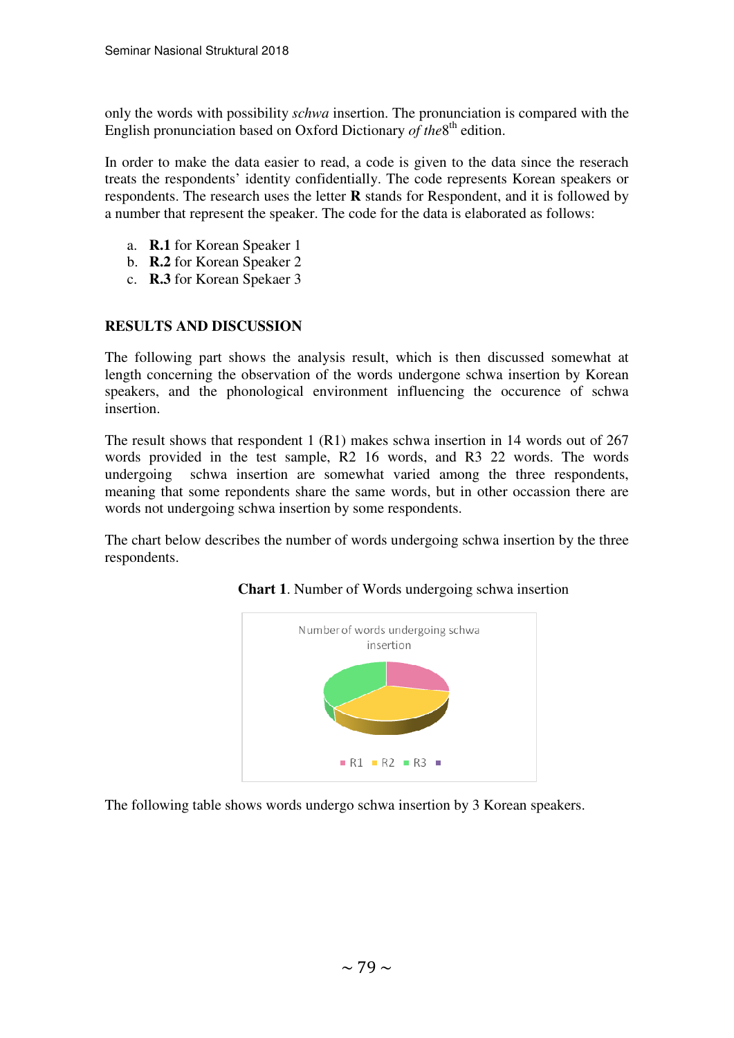only the words with possibility *schwa* insertion. The pronunciation is compared with the English pronunciation based on Oxford Dictionary *of the*8th edition.

In order to make the data easier to read, a code is given to the data since the reserach treats the respondents' identity confidentially. The code represents Korean speakers or respondents. The research uses the letter **R** stands for Respondent, and it is followed by a number that represent the speaker. The code for the data is elaborated as follows:

a. **R.1** for Korean Speaker 1
b. **R.2** for Korean Speaker 2
c. **R.3** for Korean Spekaer 3

## RESULTS AND DISCUSSION

The following part shows the analysis result, which is then discussed somewhat at length concerning the observation of the words undergone schwa insertion by Korean speakers, and the phonological environment influencing the occurence of schwa insertion.

The result shows that respondent 1 (R1) makes schwa insertion in 14 words out of 267 words provided in the test sample, R2 16 words, and R3 22 words. The words undergoing schwa insertion are somewhat varied among the three respondents, meaning that some repondents share the same words, but in other occassion there are words not undergoing schwa insertion by some respondents.

The chart below describes the number of words undergoing schwa insertion by the three respondents.

**Chart 1**. Number of Words undergoing schwa insertion

Number of words undergoing schwa insertion

R1 R2 R3

The following table shows words undergo schwa insertion by 3 Korean speakers.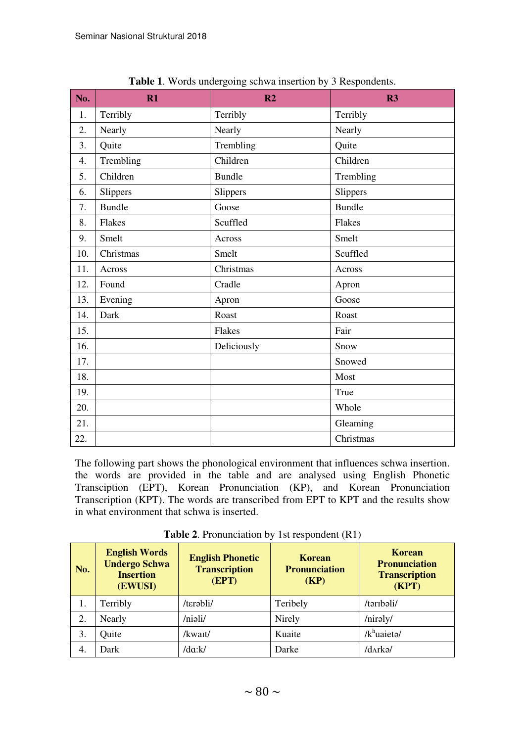Table 1. Words undergoing schwa insertion by 3 Respondents.

| No. | R1 | R2 | R3 |
|---|---|---|---|
| 1. | Terribly | Terribly | Terribly |
| 2. | Nearly | Nearly | Nearly |
| 3. | Quite | Trembling | Quite |
| 4. | Trembling | Children | Children |
| 5. | Children | Bundle | Trembling |
| 6. | Slippers | Slippers | Slippers |
| 7. | Bundle | Goose | Bundle |
| 8. | Flakes | Scuffled | Flakes |
| 9. | Smelt | Across | Smelt |
| 10. | Christmas | Smelt | Scuffled |
| 11. | Across | Christmas | Across |
| 12. | Found | Cradle | Apron |
| 13. | Evening | Apron | Goose |
| 14. | Dark | Roast | Roast |
| 15. | | Flakes | Fair |
| 16. | | Deliciously | Snow |
| 17. | | | Snowed |
| 18. | | | Most |
| 19. | | | True |
| 20. | | | Whole |
| 21. | | | Gleaming |
| 22. | | | Christmas |

The following part shows the phonological environment that influences schwa insertion. the words are provided in the table and are analysed using English Phonetic Transcription (EPT), Korean Pronunciation (KP), and Korean Pronunciation Transcription (KPT). The words are transcribed from EPT to KPT and the results show in what environment that schwa is inserted.

Table 2. Pronunciation by 1st respondent (R1)

| No. | English Words Undergo Schwa Insertion (EWUSI) | English Phonetic Transcription (EPT) | Korean Pronunciation (KP) | Korean Pronunciation Transcription (KPT) |
|---|---|---|---|---|
| 1. | Terribly | /tɛrəbli/ | Teribely | /tərɪbəli/ |
| 2. | Nearly | /niəli/ | Nirely | /nirəly/ |
| 3. | Quite | /kwaɪt/ | Kuaite | /kʰuaietə/ |
| 4. | Dark | /dɑːk/ | Darke | /dʌrkə/ |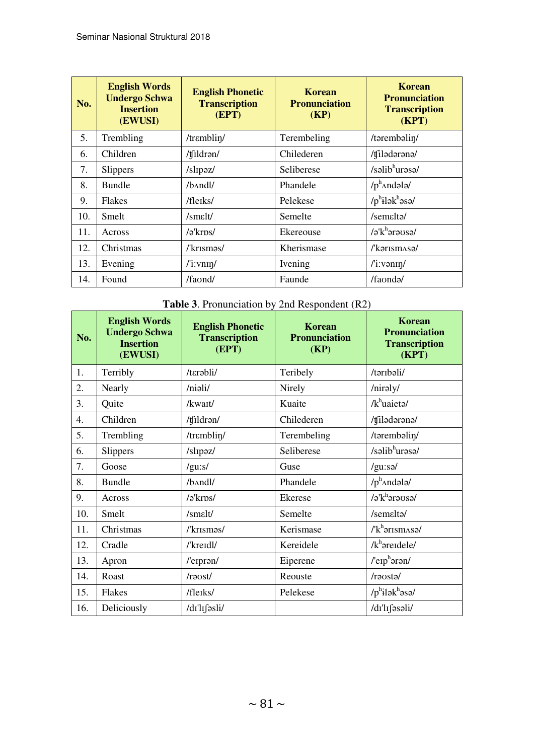| No. | English Words Undergo Schwa Insertion (EWUSI) | English Phonetic Transcription (EPT) | Korean Pronunciation (KP) | Korean Pronunciation Transcription (KPT) |
|---|---|---|---|---|
| 5. | Trembling | /trɛmbliŋ/ | Terembeling | /tərembəliŋ/ |
| 6. | Children | /ʧɪldrən/ | Chilederen | /ʧilədərənə/ |
| 7. | Slippers | /slɪpəz/ | Seliberese | /səlibʰurəsə/ |
| 8. | Bundle | /bʌndl/ | Phandele | /pʰʌndələ/ |
| 9. | Flakes | /fleɪks/ | Pelekese | /pʰɨləkʰəsə/ |
| 10. | Smelt | /smɛlt/ | Semelte | /semɛltə/ |
| 11. | Across | /ə'krɒs/ | Ekereouse | /ə'kʰərəʊsə/ |
| 12. | Christmas | /'krɪsməs/ | Kherismase | /'kərɪsmʌsə/ |
| 13. | Evening | /'i:vnɪŋ/ | Ivening | /'i:vənɪŋ/ |
| 14. | Found | /faʊnd/ | Faunde | /faʊndə/ |

**Table 3**. Pronunciation by 2nd Respondent (R2)

| No. | English Words Undergo Schwa Insertion (EWUSI) | English Phonetic Transcription (EPT) | Korean Pronunciation (KP) | Korean Pronunciation Transcription (KPT) |
|---|---|---|---|---|
| 1. | Terribly | /tɛrəbli/ | Teribely | /tərɪbəli/ |
| 2. | Nearly | /niəli/ | Nirely | /nirəly/ |
| 3. | Quite | /kwaɪt/ | Kuaite | /kʰuaietə/ |
| 4. | Children | /ʧɪldrən/ | Chilederen | /ʧilədərənə/ |
| 5. | Trembling | /trɛmbliŋ/ | Terembeling | /tərembəliŋ/ |
| 6. | Slippers | /slɪpəz/ | Seliberese | /səlibʰurəsə/ |
| 7. | Goose | /gu:s/ | Guse | /gu:sə/ |
| 8. | Bundle | /bʌndl/ | Phandele | /pʰʌndələ/ |
| 9. | Across | /ə'krɒs/ | Ekerese | /ə'kʰərəʊsə/ |
| 10. | Smelt | /smɛlt/ | Semelte | /semɛltə/ |
| 11. | Christmas | /'krɪsməs/ | Kerismase | /'kʰərɪsmʌsə/ |
| 12. | Cradle | /'kreɪdl/ | Kereidele | /kʰəreɪdele/ |
| 13. | Apron | /'eɪprən/ | Eiperene | /'eɪpʰərən/ |
| 14. | Roast | /rəʊst/ | Reouste | /rəʊstə/ |
| 15. | Flakes | /fleɪks/ | Pelekese | /pʰɨləkʰəsə/ |
| 16. | Deliciously | /dɪ'lɪʃəsli/ | | /dɪ'lɪʃəsəli/ |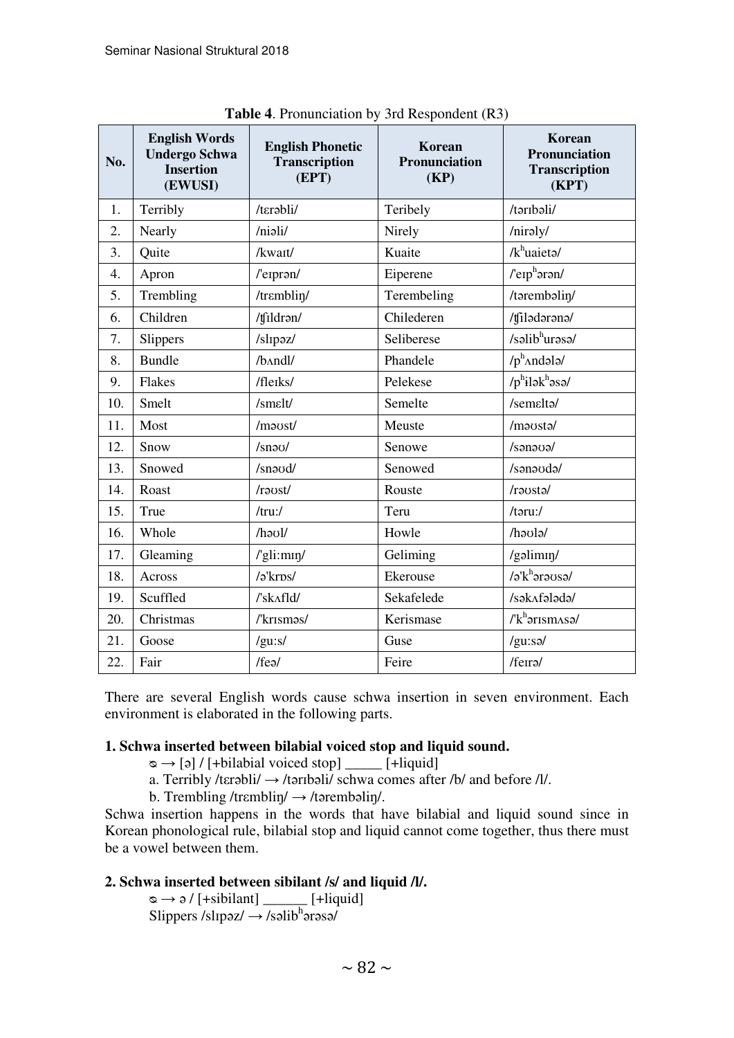**Table 4**. Pronunciation by 3rd Respondent (R3)

| No. | English Words Undergo Schwa Insertion (EWUSI) | English Phonetic Transcription (EPT) | Korean Pronunciation (KP) | Korean Pronunciation Transcription (KPT) |
|---|---|---|---|---|
| 1. | Terribly | /tɛrəbli/ | Teribely | /tərɪbəli/ |
| 2. | Nearly | /niəli/ | Nirely | /nirəly/ |
| 3. | Quite | /kwaɪt/ | Kuaite | /kʰuaietə/ |
| 4. | Apron | /'eɪprən/ | Eiperene | /'eɪpʰərən/ |
| 5. | Trembling | /trɛmbliŋ/ | Terembeling | /tərembəliŋ/ |
| 6. | Children | /ʧildrən/ | Chilederen | /ʧilədərənə/ |
| 7. | Slippers | /slɪpəz/ | Seliberese | /səlibʰurəsə/ |
| 8. | Bundle | /bʌndl/ | Phandele | /pʰʌndələ/ |
| 9. | Flakes | /fleɪks/ | Pelekese | /pʰɨləkʰəsə/ |
| 10. | Smelt | /smɛlt/ | Semelte | /semɛltə/ |
| 11. | Most | /məʊst/ | Meuste | /məʊstə/ |
| 12. | Snow | /snəʊ/ | Senowe | /sənəʊə/ |
| 13. | Snowed | /snəʊd/ | Senowed | /sənəʊdə/ |
| 14. | Roast | /rəʊst/ | Rouste | /rəʊstə/ |
| 15. | True | /truː/ | Teru | /təruː/ |
| 16. | Whole | /həʊl/ | Howle | /həʊlə/ |
| 17. | Gleaming | /'gliːmɪŋ/ | Geliming | /gəlimɪŋ/ |
| 18. | Across | /ə'krɒs/ | Ekerouse | /ə'kʰərəʊsə/ |
| 19. | Scuffled | /'skʌfld/ | Sekafelede | /səkʌfələdə/ |
| 20. | Christmas | /'krɪsməs/ | Kerismase | /'kʰərɪsmʌsə/ |
| 21. | Goose | /guːs/ | Guse | /guːsə/ |
| 22. | Fair | /feə/ | Feire | /feɪrə/ |

There are several English words cause schwa insertion in seven environment. Each environment is elaborated in the following parts.

**1. Schwa inserted between bilabial voiced stop and liquid sound.**

ø → [ə] / [+bilabial voiced stop] _____ [+liquid]

a. Terribly /tɛrəbli/ → /tərɪbəli/ schwa comes after /b/ and before /l/.

b. Trembling /trɛmbliŋ/ → /tərembəliŋ/.

Schwa insertion happens in the words that have bilabial and liquid sound since in Korean phonological rule, bilabial stop and liquid cannot come together, thus there must be a vowel between them.

**2. Schwa inserted between sibilant /s/ and liquid /l/.**

ø → ə / [+sibilant] ______ [+liquid]

Slippers /slɪpəz/ → /səlibʰərəsə/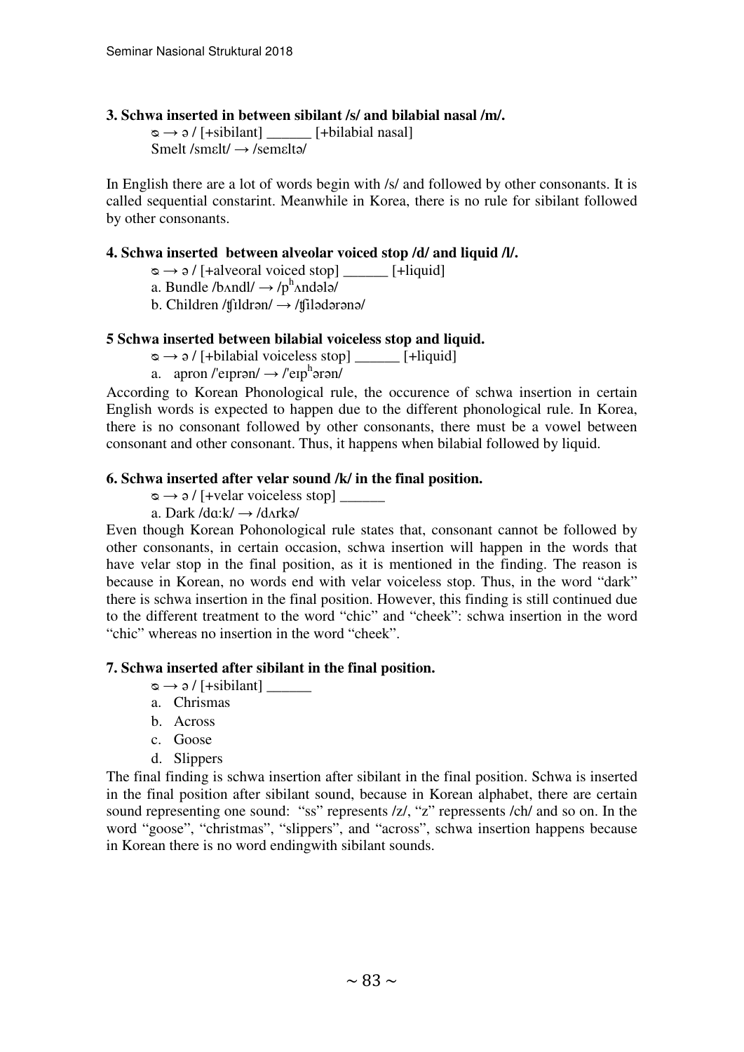**3. Schwa inserted in between sibilant /s/ and bilabial nasal /m/.**

ᴓ → ə / [+sibilant] ______ [+bilabial nasal]

Smelt /smɛlt/ → /semɛltə/

In English there are a lot of words begin with /s/ and followed by other consonants. It is called sequential constarint. Meanwhile in Korea, there is no rule for sibilant followed by other consonants.

**4. Schwa inserted between alveolar voiced stop /d/ and liquid /l/.**

ᴓ → ə / [+alveoral voiced stop] ______ [+liquid]

a. Bundle /bʌndl/ → /pʰʌndələ/

b. Children /ʧɪldrən/ → /ʧilədərənə/

**5 Schwa inserted between bilabial voiceless stop and liquid.**

ᴓ → ə / [+bilabial voiceless stop] ______ [+liquid]

a. apron /'eɪprən/ → /'eɪpʰərən/

According to Korean Phonological rule, the occurence of schwa insertion in certain English words is expected to happen due to the different phonological rule. In Korea, there is no consonant followed by other consonants, there must be a vowel between consonant and other consonant. Thus, it happens when bilabial followed by liquid.

**6. Schwa inserted after velar sound /k/ in the final position.**

ᴓ → ə / [+velar voiceless stop] ______

a. Dark /dɑ:k/ → /dʌrkə/

Even though Korean Pohonological rule states that, consonant cannot be followed by other consonants, in certain occasion, schwa insertion will happen in the words that have velar stop in the final position, as it is mentioned in the finding. The reason is because in Korean, no words end with velar voiceless stop. Thus, in the word "dark" there is schwa insertion in the final position. However, this finding is still continued due to the different treatment to the word "chic" and "cheek": schwa insertion in the word "chic" whereas no insertion in the word "cheek".

**7. Schwa inserted after sibilant in the final position.**

ᴓ → ə / [+sibilant] ______

a. Chrismas
b. Across
c. Goose
d. Slippers

The final finding is schwa insertion after sibilant in the final position. Schwa is inserted in the final position after sibilant sound, because in Korean alphabet, there are certain sound representing one sound: "ss" represents /z/, "z" repressents /ch/ and so on. In the word "goose", "christmas", "slippers", and "across", schwa insertion happens because in Korean there is no word endingwith sibilant sounds.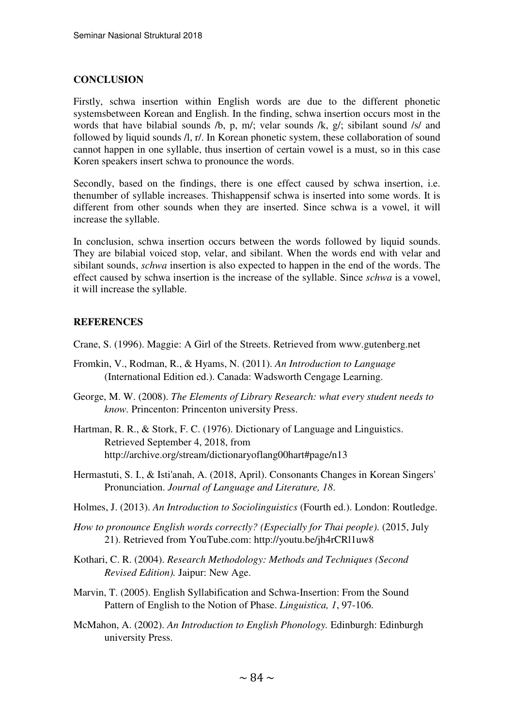## CONCLUSION

Firstly, schwa insertion within English words are due to the different phonetic systemsbetween Korean and English. In the finding, schwa insertion occurs most in the words that have bilabial sounds /b, p, m/; velar sounds /k, g/; sibilant sound /s/ and followed by liquid sounds /l, r/. In Korean phonetic system, these collaboration of sound cannot happen in one syllable, thus insertion of certain vowel is a must, so in this case Koren speakers insert schwa to pronounce the words.

Secondly, based on the findings, there is one effect caused by schwa insertion, i.e. thenumber of syllable increases. Thishappensif schwa is inserted into some words. It is different from other sounds when they are inserted. Since schwa is a vowel, it will increase the syllable.

In conclusion, schwa insertion occurs between the words followed by liquid sounds. They are bilabial voiced stop, velar, and sibilant. When the words end with velar and sibilant sounds, *schwa* insertion is also expected to happen in the end of the words. The effect caused by schwa insertion is the increase of the syllable. Since *schwa* is a vowel, it will increase the syllable.

## REFERENCES

Crane, S. (1996). Maggie: A Girl of the Streets. Retrieved from www.gutenberg.net

Fromkin, V., Rodman, R., & Hyams, N. (2011). *An Introduction to Language* (International Edition ed.). Canada: Wadsworth Cengage Learning.

George, M. W. (2008). *The Elements of Library Research: what every student needs to know.* Princenton: Princenton university Press.

Hartman, R. R., & Stork, F. C. (1976). Dictionary of Language and Linguistics. Retrieved September 4, 2018, from http://archive.org/stream/dictionaryoflang00hart#page/n13

Hermastuti, S. I., & Isti'anah, A. (2018, April). Consonants Changes in Korean Singers' Pronunciation. *Journal of Language and Literature, 18*.

Holmes, J. (2013). *An Introduction to Sociolinguistics* (Fourth ed.). London: Routledge.

*How to pronounce English words correctly? (Especially for Thai people).* (2015, July 21). Retrieved from YouTube.com: http://youtu.be/jh4rCRl1uw8

Kothari, C. R. (2004). *Research Methodology: Methods and Techniques (Second Revised Edition).* Jaipur: New Age.

Marvin, T. (2005). English Syllabification and Schwa-Insertion: From the Sound Pattern of English to the Notion of Phase. *Linguistica, 1*, 97-106.

McMahon, A. (2002). *An Introduction to English Phonology.* Edinburgh: Edinburgh university Press.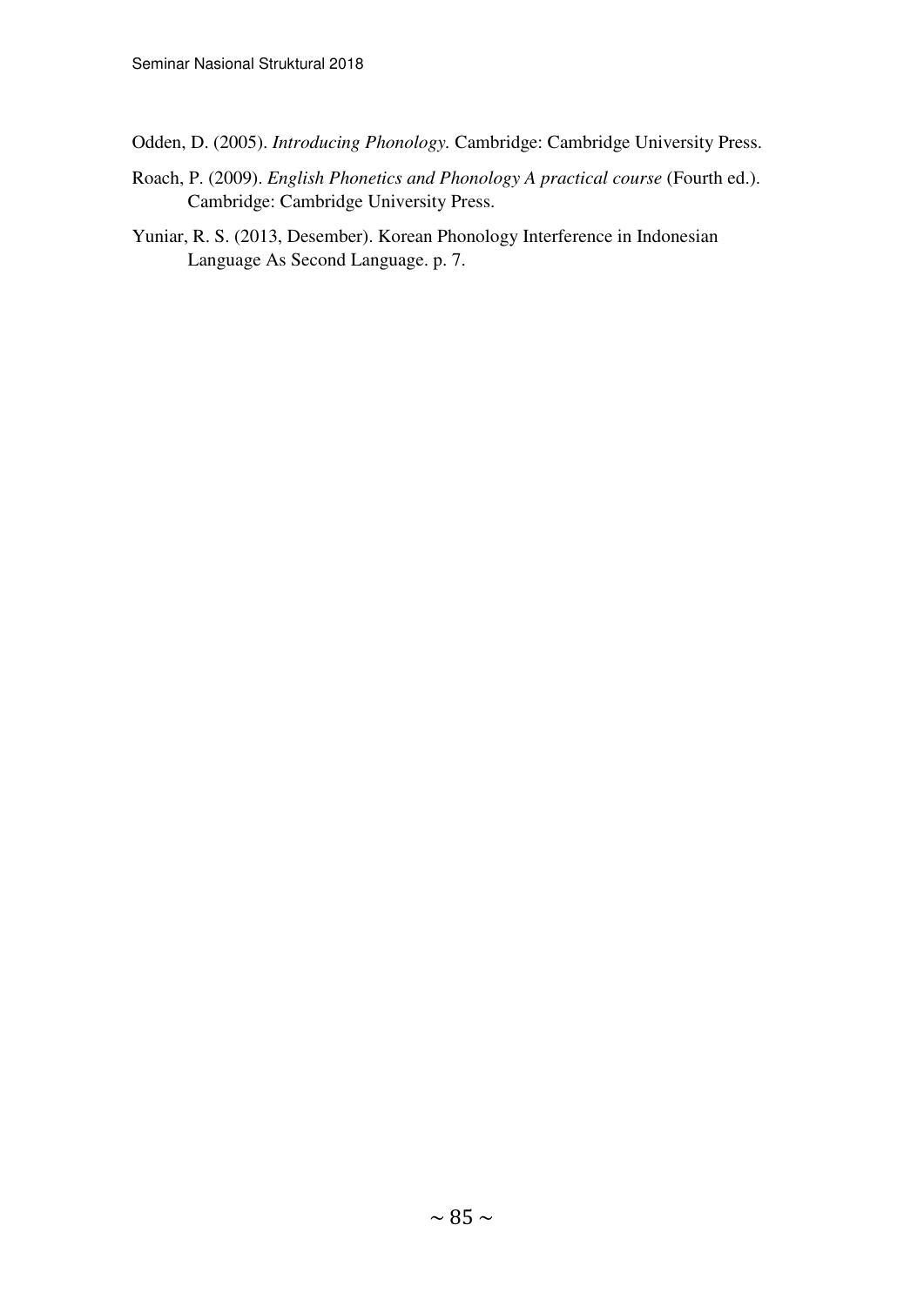Odden, D. (2005). *Introducing Phonology.* Cambridge: Cambridge University Press.

Roach, P. (2009). *English Phonetics and Phonology A practical course* (Fourth ed.). Cambridge: Cambridge University Press.

Yuniar, R. S. (2013, Desember). Korean Phonology Interference in Indonesian Language As Second Language. p. 7.